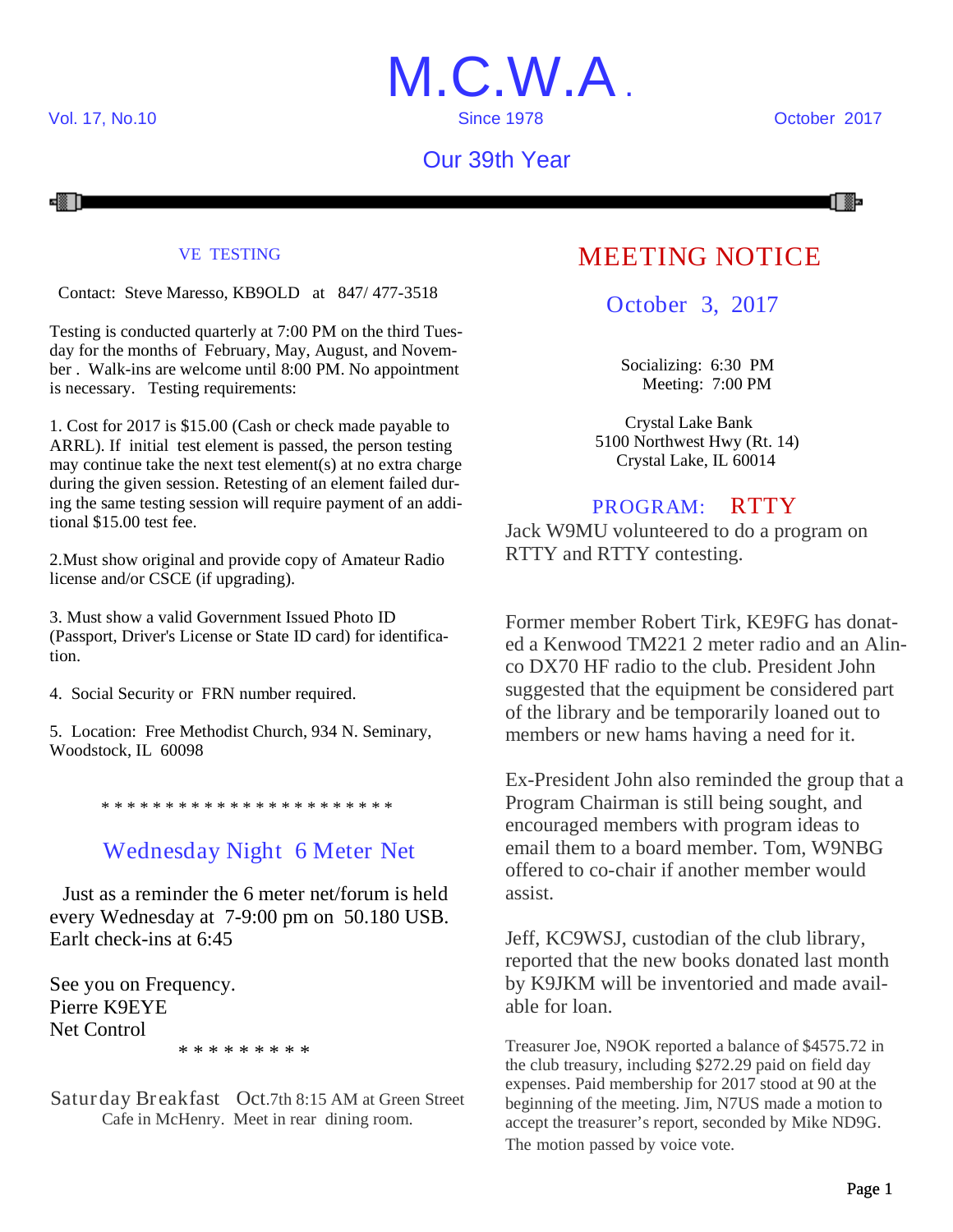# M.C.W.A.

Vol. 17, No.10 | Since 1978 | October 2017

## Our 39th Year

### VE TESTING

Contact: Steve Maresso, KB9OLD at 847/ 477-3518

Testing is conducted quarterly at 7:00 PM on the third Tuesday for the months of February, May, August, and November . Walk-ins are welcome until 8:00 PM. No appointment is necessary. Testing requirements:

1. Cost for 2017 is $15.00 (Cash or check made payable to ARRL). If initial test element is passed, the person testing may continue take the next test element(s) at no extra charge during the given session. Retesting of an element failed during the same testing session will require payment of an additional $15.00 test fee.

2.Must show original and provide copy of Amateur Radio license and/or CSCE (if upgrading).

3. Must show a valid Government Issued Photo ID (Passport, Driver's License or State ID card) for identification.

4. Social Security or FRN number required.

5. Location: Free Methodist Church, 934 N. Seminary, Woodstock, IL 60098

* * * * * * * * * * * * * * * * * * * * * * * *

### Wednesday Night 6 Meter Net

Just as a reminder the 6 meter net/forum is held every Wednesday at 7-9:00 pm on 50.180 USB. Earlt check-ins at 6:45

See you on Frequency.
Pierre K9EYE
Net Control

* * * * * * * * *

Saturday Breakfast Oct.7th 8:15 AM at Green Street Cafe in McHenry. Meet in rear dining room.

## MEETING NOTICE

### October 3, 2017

Socializing: 6:30 PM
Meeting: 7:00 PM

Crystal Lake Bank
5100 Northwest Hwy (Rt. 14)
Crystal Lake, IL 60014

### PROGRAM: RTTY

Jack W9MU volunteered to do a program on RTTY and RTTY contesting.

Former member Robert Tirk, KE9FG has donated a Kenwood TM221 2 meter radio and an Alinco DX70 HF radio to the club. President John suggested that the equipment be considered part of the library and be temporarily loaned out to members or new hams having a need for it.

Ex-President John also reminded the group that a Program Chairman is still being sought, and encouraged members with program ideas to email them to a board member. Tom, W9NBG offered to co-chair if another member would assist.

Jeff, KC9WSJ, custodian of the club library, reported that the new books donated last month by K9JKM will be inventoried and made available for loan.

Treasurer Joe, N9OK reported a balance of $4575.72 in the club treasury, including $272.29 paid on field day expenses. Paid membership for 2017 stood at 90 at the beginning of the meeting. Jim, N7US made a motion to accept the treasurer's report, seconded by Mike ND9G. The motion passed by voice vote.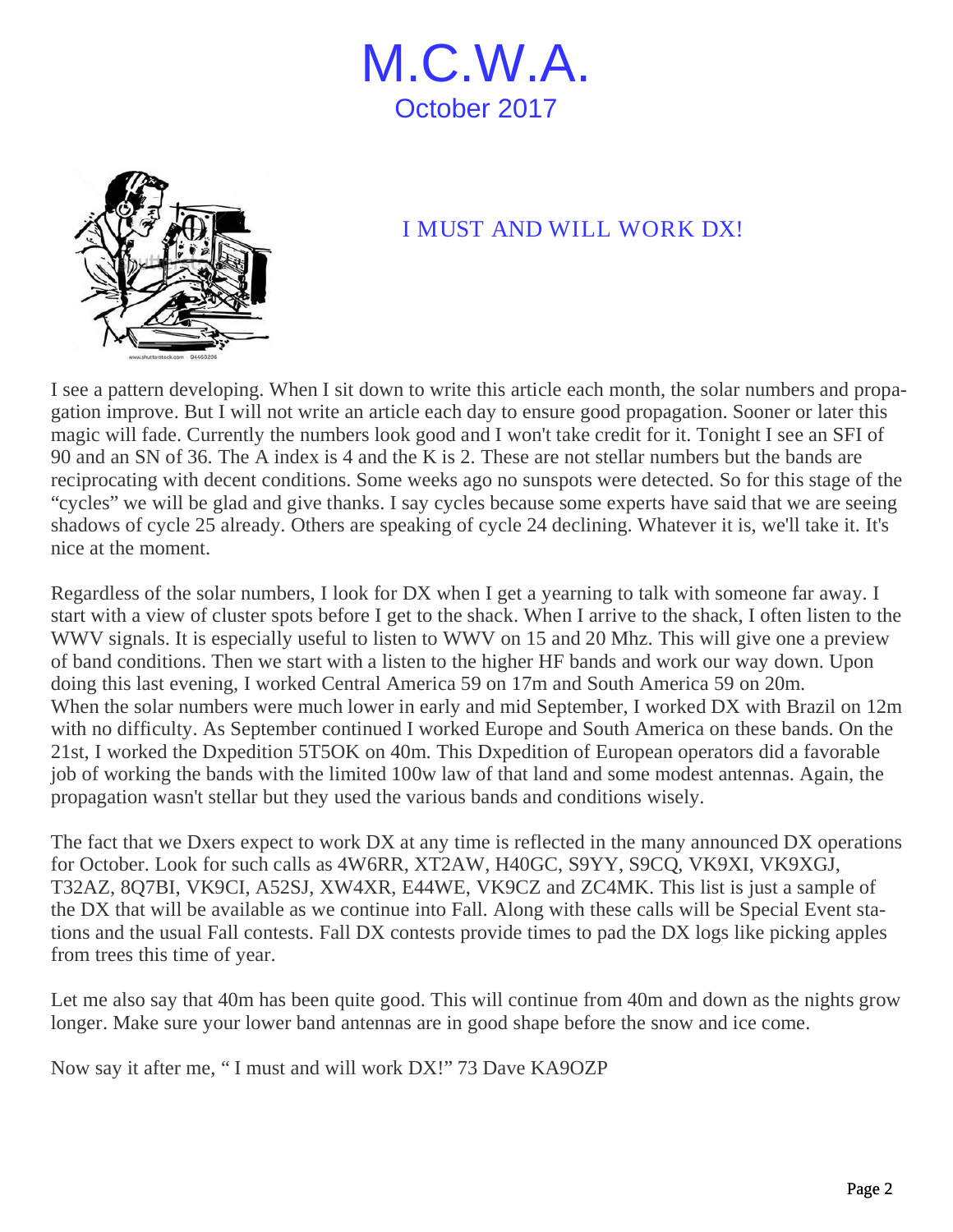# M.C.W.A.

## October 2017

## I MUST AND WILL WORK DX!

I see a pattern developing. When I sit down to write this article each month, the solar numbers and propagation improve. But I will not write an article each day to ensure good propagation. Sooner or later this magic will fade. Currently the numbers look good and I won't take credit for it. Tonight I see an SFI of 90 and an SN of 36. The A index is 4 and the K is 2. These are not stellar numbers but the bands are reciprocating with decent conditions. Some weeks ago no sunspots were detected. So for this stage of the "cycles" we will be glad and give thanks. I say cycles because some experts have said that we are seeing shadows of cycle 25 already. Others are speaking of cycle 24 declining. Whatever it is, we'll take it. It's nice at the moment.

Regardless of the solar numbers, I look for DX when I get a yearning to talk with someone far away. I start with a view of cluster spots before I get to the shack. When I arrive to the shack, I often listen to the WWV signals. It is especially useful to listen to WWV on 15 and 20 Mhz. This will give one a preview of band conditions. Then we start with a listen to the higher HF bands and work our way down. Upon doing this last evening, I worked Central America 59 on 17m and South America 59 on 20m. When the solar numbers were much lower in early and mid September, I worked DX with Brazil on 12m with no difficulty. As September continued I worked Europe and South America on these bands. On the 21st, I worked the Dxpedition 5T5OK on 40m. This Dxpedition of European operators did a favorable job of working the bands with the limited 100w law of that land and some modest antennas. Again, the propagation wasn't stellar but they used the various bands and conditions wisely.

The fact that we Dxers expect to work DX at any time is reflected in the many announced DX operations for October. Look for such calls as 4W6RR, XT2AW, H40GC, S9YY, S9CQ, VK9XI, VK9XGJ, T32AZ, 8Q7BI, VK9CI, A52SJ, XW4XR, E44WE, VK9CZ and ZC4MK. This list is just a sample of the DX that will be available as we continue into Fall. Along with these calls will be Special Event stations and the usual Fall contests. Fall DX contests provide times to pad the DX logs like picking apples from trees this time of year.

Let me also say that 40m has been quite good. This will continue from 40m and down as the nights grow longer. Make sure your lower band antennas are in good shape before the snow and ice come.

Now say it after me, " I must and will work DX!" 73 Dave KA9OZP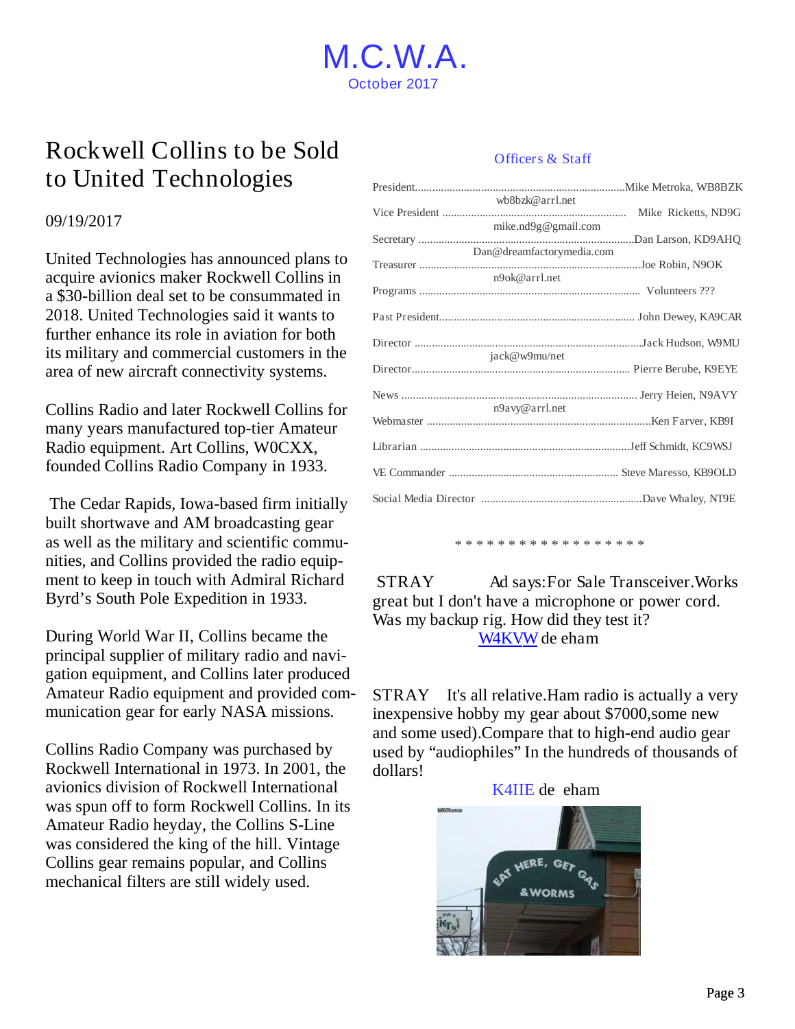# M.C.W.A.

October 2017

## Rockwell Collins to be Sold to United Technologies

09/19/2017

United Technologies has announced plans to acquire avionics maker Rockwell Collins in a $30-billion deal set to be consummated in 2018. United Technologies said it wants to further enhance its role in aviation for both its military and commercial customers in the area of new aircraft connectivity systems.

Collins Radio and later Rockwell Collins for many years manufactured top-tier Amateur Radio equipment. Art Collins, W0CXX, founded Collins Radio Company in 1933.

The Cedar Rapids, Iowa-based firm initially built shortwave and AM broadcasting gear as well as the military and scientific communities, and Collins provided the radio equipment to keep in touch with Admiral Richard Byrd's South Pole Expedition in 1933.

During World War II, Collins became the principal supplier of military radio and navigation equipment, and Collins later produced Amateur Radio equipment and provided communication gear for early NASA missions.

Collins Radio Company was purchased by Rockwell International in 1973. In 2001, the avionics division of Rockwell International was spun off to form Rockwell Collins. In its Amateur Radio heyday, the Collins S-Line was considered the king of the hill. Vintage Collins gear remains popular, and Collins mechanical filters are still widely used.

### Officers & Staff

| Position | Name |
|---|---|
| President | Mike Metroka, WB8BZK (wb8bzk@arrl.net) |
| Vice President | Mike Ricketts, ND9G (mike.nd9g@gmail.com) |
| Secretary | Dan Larson, KD9AHQ (Dan@dreamfactorymedia.com) |
| Treasurer | Joe Robin, N9OK (n9ok@arrl.net) |
| Programs | Volunteers ??? |
| Past President | John Dewey, KA9CAR |
| Director | Jack Hudson, W9MU (jack@w9mu/net) |
| Director | Pierre Berube, K9EYE |
| News | Jerry Heien, N9AVY (n9avy@arrl.net) |
| Webmaster | Ken Farver, KB9I |
| Librarian | Jeff Schmidt, KC9WSJ |
| VE Commander | Steve Maresso, KB9OLD |
| Social Media Director | Dave Whaley, NT9E |

* * * * * * * * * * * * * * * * * *

STRAY Ad says:For Sale Transceiver.Works great but I don't have a microphone or power cord. Was my backup rig. How did they test it?

W4KVW de eham

STRAY It's all relative.Ham radio is actually a very inexpensive hobby my gear about $7000,some new and some used).Compare that to high-end audio gear used by "audiophiles" In the hundreds of thousands of dollars!

K4IIE de eham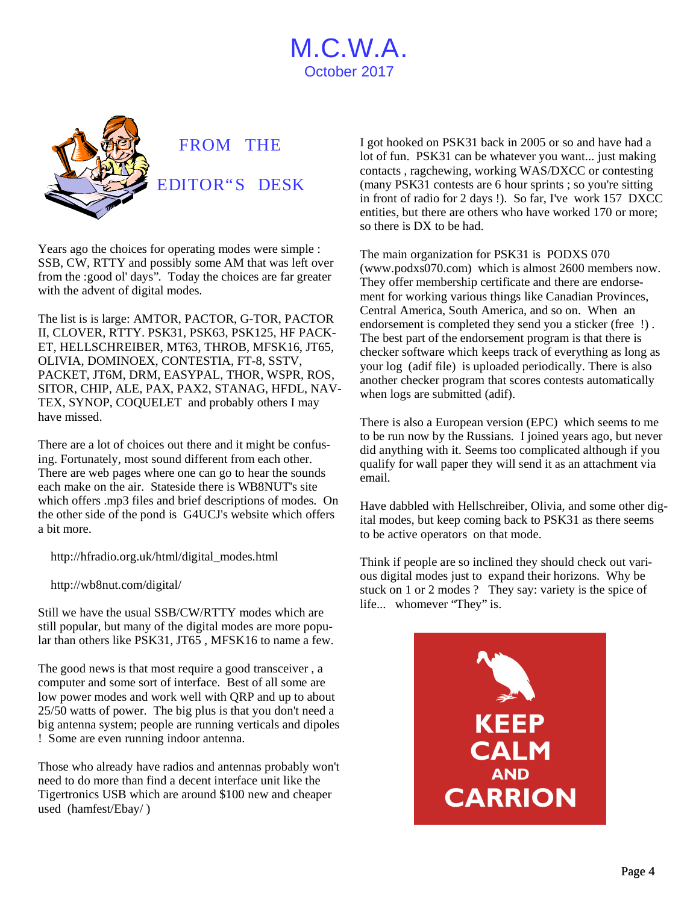# M.C.W.A.

October 2017

## FROM THE EDITOR"S DESK

Years ago the choices for operating modes were simple : SSB, CW, RTTY and possibly some AM that was left over from the :good ol' days". Today the choices are far greater with the advent of digital modes.

The list is is large: AMTOR, PACTOR, G-TOR, PACTOR II, CLOVER, RTTY. PSK31, PSK63, PSK125, HF PACKET, HELLSCHREIBER, MT63, THROB, MFSK16, JT65, OLIVIA, DOMINOEX, CONTESTIA, FT-8, SSTV, PACKET, JT6M, DRM, EASYPAL, THOR, WSPR, ROS, SITOR, CHIP, ALE, PAX, PAX2, STANAG, HFDL, NAVTEX, SYNOP, COQUELET and probably others I may have missed.

There are a lot of choices out there and it might be confusing. Fortunately, most sound different from each other. There are web pages where one can go to hear the sounds each make on the air. Stateside there is WB8NUT's site which offers .mp3 files and brief descriptions of modes. On the other side of the pond is G4UCJ's website which offers a bit more.

http://hfradio.org.uk/html/digital_modes.html

http://wb8nut.com/digital/

Still we have the usual SSB/CW/RTTY modes which are still popular, but many of the digital modes are more popular than others like PSK31, JT65 , MFSK16 to name a few.

The good news is that most require a good transceiver , a computer and some sort of interface. Best of all some are low power modes and work well with QRP and up to about 25/50 watts of power. The big plus is that you don't need a big antenna system; people are running verticals and dipoles ! Some are even running indoor antenna.

Those who already have radios and antennas probably won't need to do more than find a decent interface unit like the Tigertronics USB which are around $100 new and cheaper used (hamfest/Ebay/ )

I got hooked on PSK31 back in 2005 or so and have had a lot of fun. PSK31 can be whatever you want... just making contacts , ragchewing, working WAS/DXCC or contesting (many PSK31 contests are 6 hour sprints ; so you're sitting in front of radio for 2 days !). So far, I've work 157 DXCC entities, but there are others who have worked 170 or more; so there is DX to be had.

The main organization for PSK31 is PODXS 070 (www.podxs070.com) which is almost 2600 members now. They offer membership certificate and there are endorsement for working various things like Canadian Provinces, Central America, South America, and so on. When an endorsement is completed they send you a sticker (free !) . The best part of the endorsement program is that there is checker software which keeps track of everything as long as your log (adif file) is uploaded periodically. There is also another checker program that scores contests automatically when logs are submitted (adif).

There is also a European version (EPC) which seems to me to be run now by the Russians. I joined years ago, but never did anything with it. Seems too complicated although if you qualify for wall paper they will send it as an attachment via email.

Have dabbled with Hellschreiber, Olivia, and some other digital modes, but keep coming back to PSK31 as there seems to be active operators on that mode.

Think if people are so inclined they should check out various digital modes just to expand their horizons. Why be stuck on 1 or 2 modes ? They say: variety is the spice of life... whomever "They" is.

KEEP CALM AND CARRION